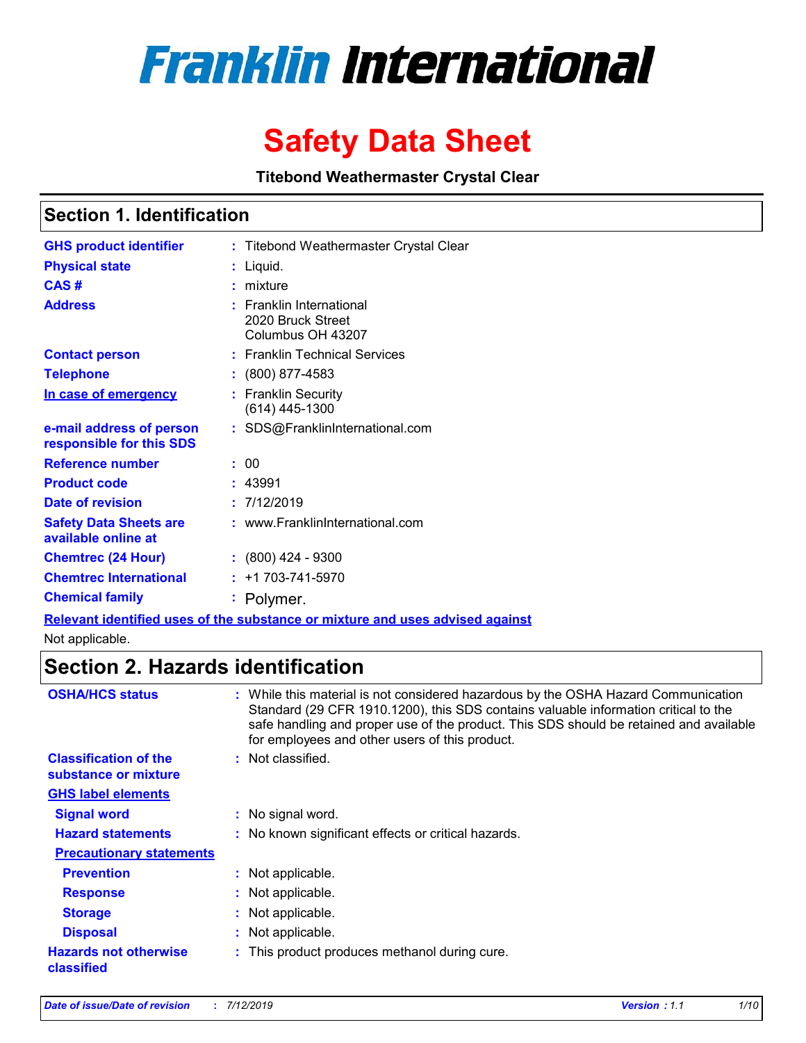# Franklin International

# Safety Data Sheet

**Titebond Weathermaster Crystal Clear**

## Section 1. Identification

| | |
|---|---|
| **GHS product identifier** | : Titebond Weathermaster Crystal Clear |
| **Physical state** | : Liquid. |
| **CAS #** | : mixture |
| **Address** | : Franklin International<br>2020 Bruck Street<br>Columbus OH 43207 |
| **Contact person** | : Franklin Technical Services |
| **Telephone** | : (800) 877-4583 |
| **In case of emergency** | : Franklin Security<br>(614) 445-1300 |
| **e-mail address of person responsible for this SDS** | : SDS@FranklinInternational.com |
| **Reference number** | : 00 |
| **Product code** | : 43991 |
| **Date of revision** | : 7/12/2019 |
| **Safety Data Sheets are available online at** | : www.FranklinInternational.com |
| **Chemtrec (24 Hour)** | : (800) 424 - 9300 |
| **Chemtrec International** | : +1 703-741-5970 |
| **Chemical family** | : Polymer. |

**Relevant identified uses of the substance or mixture and uses advised against**

Not applicable.

## Section 2. Hazards identification

| | |
|---|---|
| **OSHA/HCS status** | : While this material is not considered hazardous by the OSHA Hazard Communication Standard (29 CFR 1910.1200), this SDS contains valuable information critical to the safe handling and proper use of the product. This SDS should be retained and available for employees and other users of this product. |
| **Classification of the substance or mixture** | : Not classified. |

**GHS label elements**

| | |
|---|---|
| **Signal word** | : No signal word. |
| **Hazard statements** | : No known significant effects or critical hazards. |

**Precautionary statements**

| | |
|---|---|
| **Prevention** | : Not applicable. |
| **Response** | : Not applicable. |
| **Storage** | : Not applicable. |
| **Disposal** | : Not applicable. |
| **Hazards not otherwise classified** | : This product produces methanol during cure. |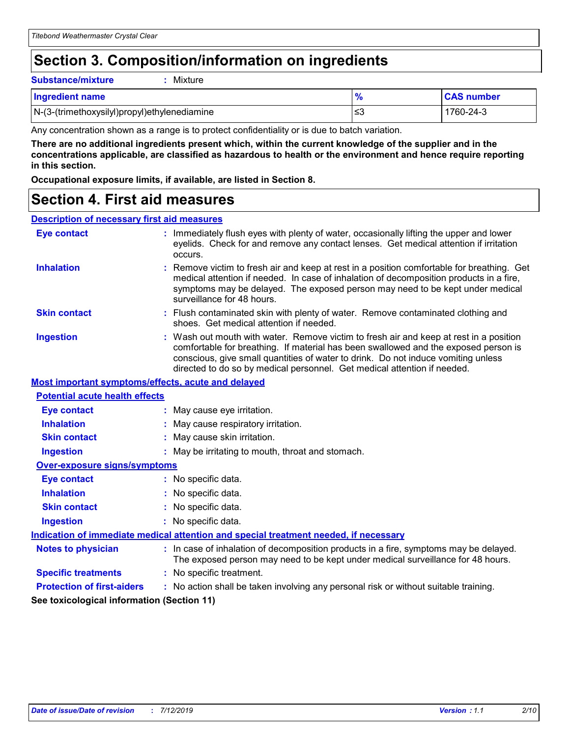# Section 3. Composition/information on ingredients

**Substance/mixture** : Mixture

| Ingredient name | % | CAS number |
|---|---|---|
| N-(3-(trimethoxysilyl)propyl)ethylenediamine | ≤3 | 1760-24-3 |

Any concentration shown as a range is to protect confidentiality or is due to batch variation.

**There are no additional ingredients present which, within the current knowledge of the supplier and in the concentrations applicable, are classified as hazardous to health or the environment and hence require reporting in this section.**

**Occupational exposure limits, if available, are listed in Section 8.**

# Section 4. First aid measures

## Description of necessary first aid measures

**Eye contact** : Immediately flush eyes with plenty of water, occasionally lifting the upper and lower eyelids. Check for and remove any contact lenses. Get medical attention if irritation occurs.

**Inhalation** : Remove victim to fresh air and keep at rest in a position comfortable for breathing. Get medical attention if needed. In case of inhalation of decomposition products in a fire, symptoms may be delayed. The exposed person may need to be kept under medical surveillance for 48 hours.

**Skin contact** : Flush contaminated skin with plenty of water. Remove contaminated clothing and shoes. Get medical attention if needed.

**Ingestion** : Wash out mouth with water. Remove victim to fresh air and keep at rest in a position comfortable for breathing. If material has been swallowed and the exposed person is conscious, give small quantities of water to drink. Do not induce vomiting unless directed to do so by medical personnel. Get medical attention if needed.

## Most important symptoms/effects, acute and delayed

### Potential acute health effects

**Eye contact** : May cause eye irritation.

**Inhalation** : May cause respiratory irritation.

**Skin contact** : May cause skin irritation.

**Ingestion** : May be irritating to mouth, throat and stomach.

### Over-exposure signs/symptoms

**Eye contact** : No specific data.

**Inhalation** : No specific data.

**Skin contact** : No specific data.

**Ingestion** : No specific data.

## Indication of immediate medical attention and special treatment needed, if necessary

**Notes to physician** : In case of inhalation of decomposition products in a fire, symptoms may be delayed. The exposed person may need to be kept under medical surveillance for 48 hours.

**Specific treatments** : No specific treatment.

**Protection of first-aiders** : No action shall be taken involving any personal risk or without suitable training.

**See toxicological information (Section 11)**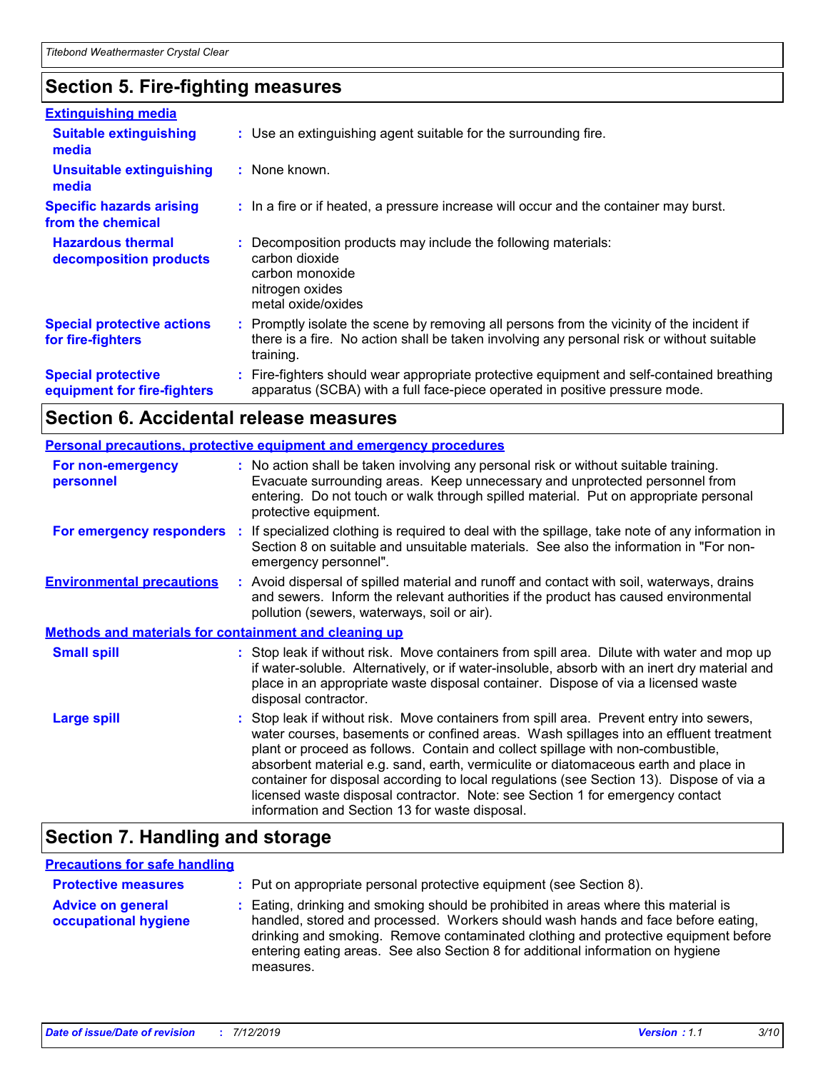## Section 5. Fire-fighting measures

**Extinguishing media**

| | |
|---|---|
| **Suitable extinguishing media** | Use an extinguishing agent suitable for the surrounding fire. |
| **Unsuitable extinguishing media** | None known. |
| **Specific hazards arising from the chemical** | In a fire or if heated, a pressure increase will occur and the container may burst. |
| **Hazardous thermal decomposition products** | Decomposition products may include the following materials:<br>carbon dioxide<br>carbon monoxide<br>nitrogen oxides<br>metal oxide/oxides |
| **Special protective actions for fire-fighters** | Promptly isolate the scene by removing all persons from the vicinity of the incident if there is a fire. No action shall be taken involving any personal risk or without suitable training. |
| **Special protective equipment for fire-fighters** | Fire-fighters should wear appropriate protective equipment and self-contained breathing apparatus (SCBA) with a full face-piece operated in positive pressure mode. |

## Section 6. Accidental release measures

**Personal precautions, protective equipment and emergency procedures**

| | |
|---|---|
| **For non-emergency personnel** | No action shall be taken involving any personal risk or without suitable training. Evacuate surrounding areas. Keep unnecessary and unprotected personnel from entering. Do not touch or walk through spilled material. Put on appropriate personal protective equipment. |
| **For emergency responders** | If specialized clothing is required to deal with the spillage, take note of any information in Section 8 on suitable and unsuitable materials. See also the information in "For non-emergency personnel". |
| **Environmental precautions** | Avoid dispersal of spilled material and runoff and contact with soil, waterways, drains and sewers. Inform the relevant authorities if the product has caused environmental pollution (sewers, waterways, soil or air). |

**Methods and materials for containment and cleaning up**

| | |
|---|---|
| **Small spill** | Stop leak if without risk. Move containers from spill area. Dilute with water and mop up if water-soluble. Alternatively, or if water-insoluble, absorb with an inert dry material and place in an appropriate waste disposal container. Dispose of via a licensed waste disposal contractor. |
| **Large spill** | Stop leak if without risk. Move containers from spill area. Prevent entry into sewers, water courses, basements or confined areas. Wash spillages into an effluent treatment plant or proceed as follows. Contain and collect spillage with non-combustible, absorbent material e.g. sand, earth, vermiculite or diatomaceous earth and place in container for disposal according to local regulations (see Section 13). Dispose of via a licensed waste disposal contractor. Note: see Section 1 for emergency contact information and Section 13 for waste disposal. |

## Section 7. Handling and storage

**Precautions for safe handling**

| | |
|---|---|
| **Protective measures** | Put on appropriate personal protective equipment (see Section 8). |
| **Advice on general occupational hygiene** | Eating, drinking and smoking should be prohibited in areas where this material is handled, stored and processed. Workers should wash hands and face before eating, drinking and smoking. Remove contaminated clothing and protective equipment before entering eating areas. See also Section 8 for additional information on hygiene measures. |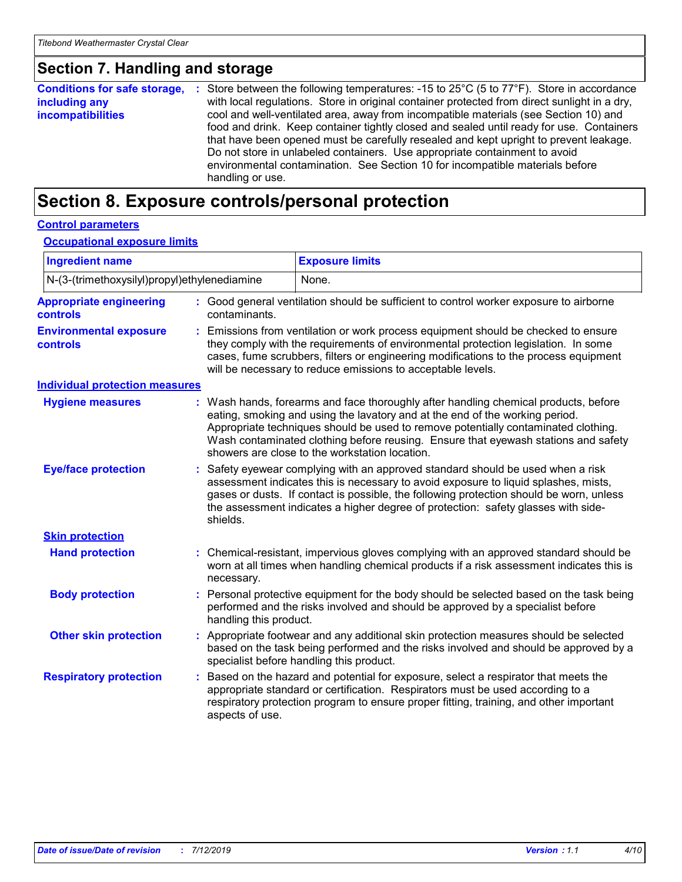## Section 7. Handling and storage

**Conditions for safe storage, including any incompatibilities** : Store between the following temperatures: -15 to 25°C (5 to 77°F). Store in accordance with local regulations. Store in original container protected from direct sunlight in a dry, cool and well-ventilated area, away from incompatible materials (see Section 10) and food and drink. Keep container tightly closed and sealed until ready for use. Containers that have been opened must be carefully resealed and kept upright to prevent leakage. Do not store in unlabeled containers. Use appropriate containment to avoid environmental contamination. See Section 10 for incompatible materials before handling or use.

## Section 8. Exposure controls/personal protection

### Control parameters

#### Occupational exposure limits

| Ingredient name | Exposure limits |
|---|---|
| N-(3-(trimethoxysilyl)propyl)ethylenediamine | None. |

**Appropriate engineering controls** : Good general ventilation should be sufficient to control worker exposure to airborne contaminants.

**Environmental exposure controls** : Emissions from ventilation or work process equipment should be checked to ensure they comply with the requirements of environmental protection legislation. In some cases, fume scrubbers, filters or engineering modifications to the process equipment will be necessary to reduce emissions to acceptable levels.

### Individual protection measures

**Hygiene measures** : Wash hands, forearms and face thoroughly after handling chemical products, before eating, smoking and using the lavatory and at the end of the working period. Appropriate techniques should be used to remove potentially contaminated clothing. Wash contaminated clothing before reusing. Ensure that eyewash stations and safety showers are close to the workstation location.

**Eye/face protection** : Safety eyewear complying with an approved standard should be used when a risk assessment indicates this is necessary to avoid exposure to liquid splashes, mists, gases or dusts. If contact is possible, the following protection should be worn, unless the assessment indicates a higher degree of protection: safety glasses with side-shields.

**Skin protection**

**Hand protection** : Chemical-resistant, impervious gloves complying with an approved standard should be worn at all times when handling chemical products if a risk assessment indicates this is necessary.

**Body protection** : Personal protective equipment for the body should be selected based on the task being performed and the risks involved and should be approved by a specialist before handling this product.

**Other skin protection** : Appropriate footwear and any additional skin protection measures should be selected based on the task being performed and the risks involved and should be approved by a specialist before handling this product.

**Respiratory protection** : Based on the hazard and potential for exposure, select a respirator that meets the appropriate standard or certification. Respirators must be used according to a respiratory protection program to ensure proper fitting, training, and other important aspects of use.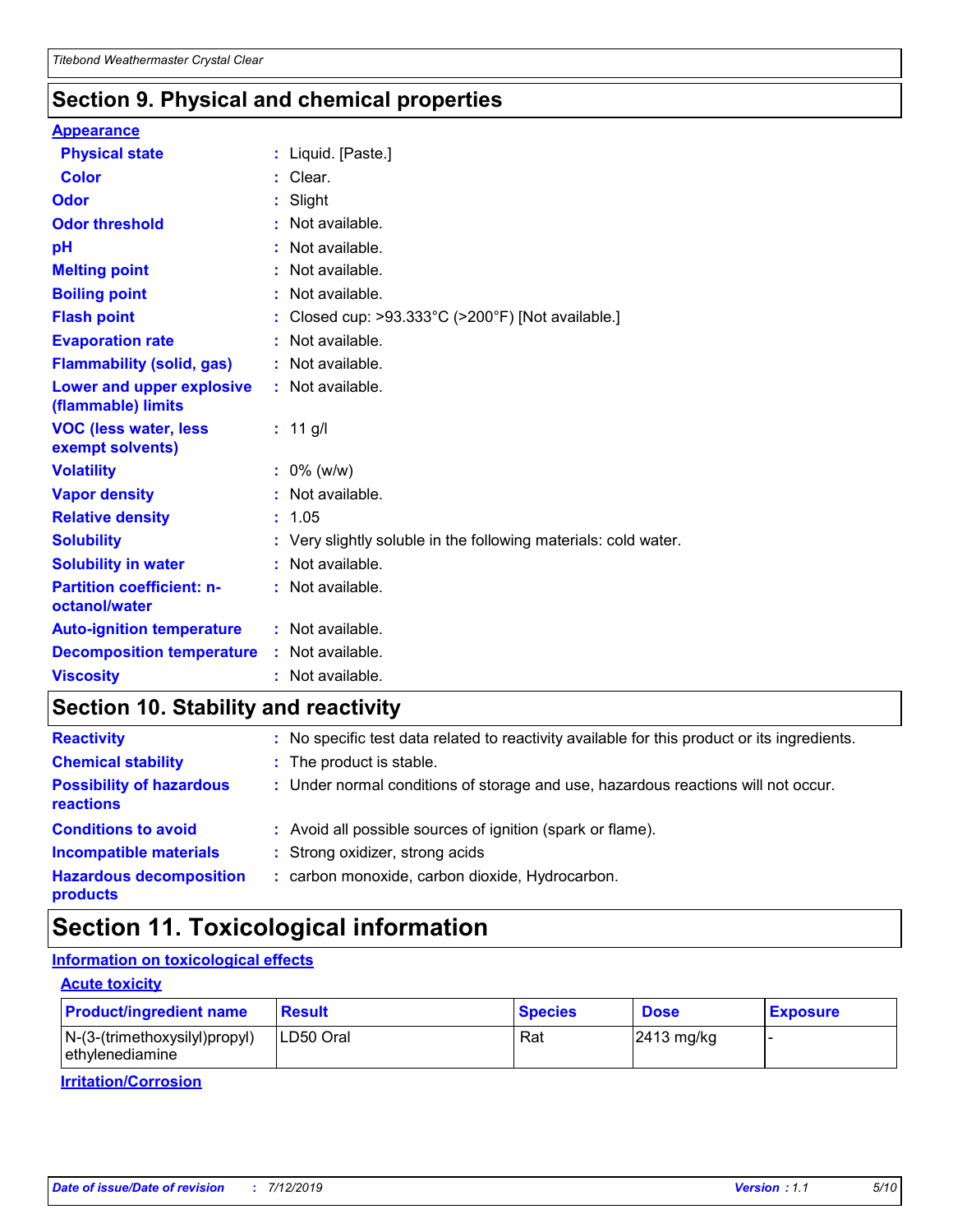## Section 9. Physical and chemical properties

**Appearance**

| | |
|---|---|
| **Physical state** | : Liquid. [Paste.] |
| **Color** | : Clear. |
| **Odor** | : Slight |
| **Odor threshold** | : Not available. |
| **pH** | : Not available. |
| **Melting point** | : Not available. |
| **Boiling point** | : Not available. |
| **Flash point** | : Closed cup: >93.333°C (>200°F) [Not available.] |
| **Evaporation rate** | : Not available. |
| **Flammability (solid, gas)** | : Not available. |
| **Lower and upper explosive (flammable) limits** | : Not available. |
| **VOC (less water, less exempt solvents)** | : 11 g/l |
| **Volatility** | : 0% (w/w) |
| **Vapor density** | : Not available. |
| **Relative density** | : 1.05 |
| **Solubility** | : Very slightly soluble in the following materials: cold water. |
| **Solubility in water** | : Not available. |
| **Partition coefficient: n-octanol/water** | : Not available. |
| **Auto-ignition temperature** | : Not available. |
| **Decomposition temperature** | : Not available. |
| **Viscosity** | : Not available. |

## Section 10. Stability and reactivity

| | |
|---|---|
| **Reactivity** | : No specific test data related to reactivity available for this product or its ingredients. |
| **Chemical stability** | : The product is stable. |
| **Possibility of hazardous reactions** | : Under normal conditions of storage and use, hazardous reactions will not occur. |
| **Conditions to avoid** | : Avoid all possible sources of ignition (spark or flame). |
| **Incompatible materials** | : Strong oxidizer, strong acids |
| **Hazardous decomposition products** | : carbon monoxide, carbon dioxide, Hydrocarbon. |

## Section 11. Toxicological information

**Information on toxicological effects**

**Acute toxicity**

| Product/ingredient name | Result | Species | Dose | Exposure |
|---|---|---|---|---|
| N-(3-(trimethoxysilyl)propyl) ethylenediamine | LD50 Oral | Rat | 2413 mg/kg | - |

**Irritation/Corrosion**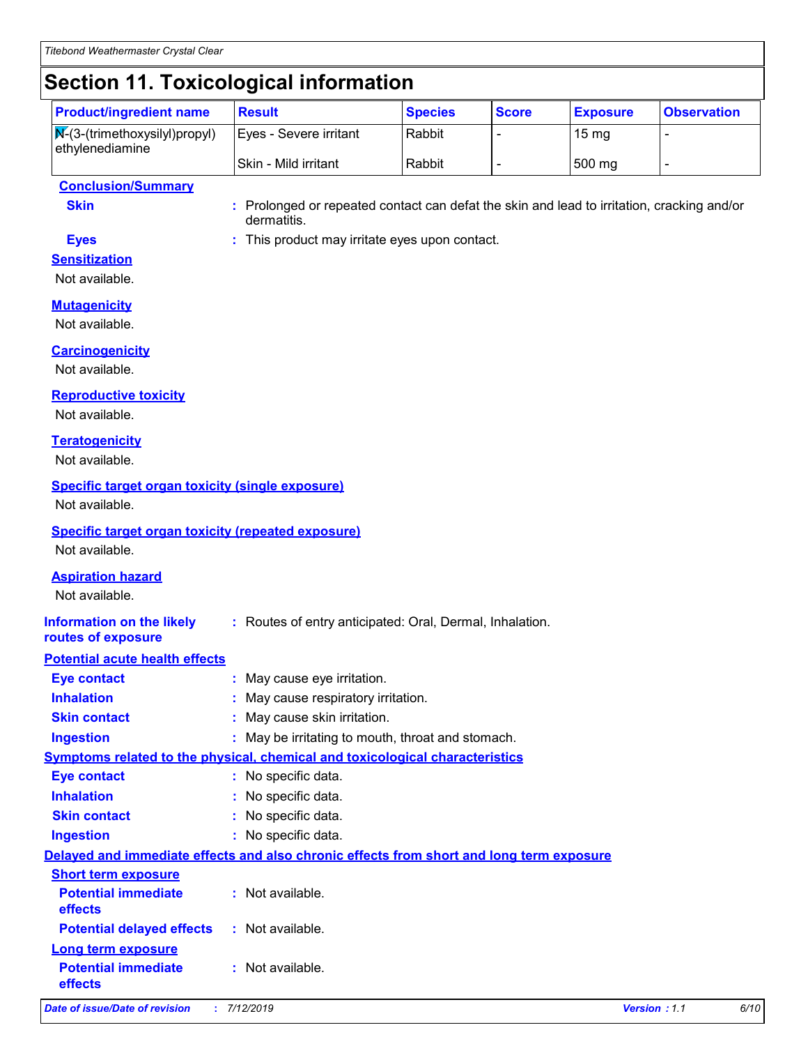# Section 11. Toxicological information

| Product/ingredient name | Result | Species | Score | Exposure | Observation |
|---|---|---|---|---|---|
| N-(3-(trimethoxysilyl)propyl) ethylenediamine | Eyes - Severe irritant | Rabbit | - | 15 mg | - |
| | Skin - Mild irritant | Rabbit | - | 500 mg | - |

**Conclusion/Summary**

**Skin** : Prolonged or repeated contact can defat the skin and lead to irritation, cracking and/or dermatitis.

**Eyes** : This product may irritate eyes upon contact.

**Sensitization**

Not available.

**Mutagenicity**

Not available.

**Carcinogenicity**

Not available.

**Reproductive toxicity**

Not available.

**Teratogenicity**

Not available.

**Specific target organ toxicity (single exposure)**

Not available.

**Specific target organ toxicity (repeated exposure)**

Not available.

**Aspiration hazard**

Not available.

**Information on the likely routes of exposure** : Routes of entry anticipated: Oral, Dermal, Inhalation.

**Potential acute health effects**

**Eye contact** : May cause eye irritation.

**Inhalation** : May cause respiratory irritation.

**Skin contact** : May cause skin irritation.

**Ingestion** : May be irritating to mouth, throat and stomach.

**Symptoms related to the physical, chemical and toxicological characteristics**

**Eye contact** : No specific data.

**Inhalation** : No specific data.

**Skin contact** : No specific data.

**Ingestion** : No specific data.

**Delayed and immediate effects and also chronic effects from short and long term exposure**

**Short term exposure**

**Potential immediate effects** : Not available.

**Potential delayed effects** : Not available.

**Long term exposure**

**Potential immediate effects** : Not available.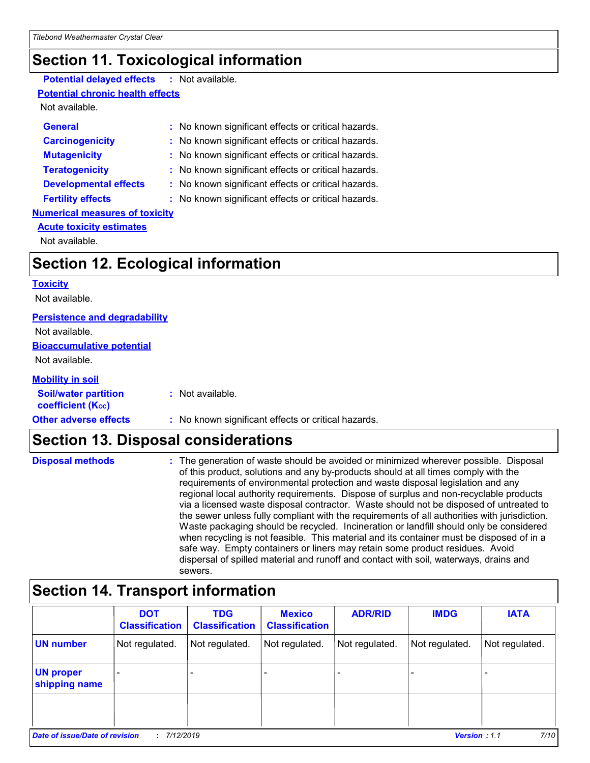## Section 11. Toxicological information

**Potential delayed effects** : Not available.

**Potential chronic health effects**

Not available.

**General** : No known significant effects or critical hazards.

**Carcinogenicity** : No known significant effects or critical hazards.

**Mutagenicity** : No known significant effects or critical hazards.

**Teratogenicity** : No known significant effects or critical hazards.

**Developmental effects** : No known significant effects or critical hazards.

**Fertility effects** : No known significant effects or critical hazards.

**Numerical measures of toxicity**

**Acute toxicity estimates**

Not available.

## Section 12. Ecological information

**Toxicity**

Not available.

**Persistence and degradability**

Not available.

**Bioaccumulative potential**

Not available.

**Mobility in soil**

**Soil/water partition coefficient ($K_{OC}$)** : Not available.

**Other adverse effects** : No known significant effects or critical hazards.

## Section 13. Disposal considerations

**Disposal methods** : The generation of waste should be avoided or minimized wherever possible. Disposal of this product, solutions and any by-products should at all times comply with the requirements of environmental protection and waste disposal legislation and any regional local authority requirements. Dispose of surplus and non-recyclable products via a licensed waste disposal contractor. Waste should not be disposed of untreated to the sewer unless fully compliant with the requirements of all authorities with jurisdiction. Waste packaging should be recycled. Incineration or landfill should only be considered when recycling is not feasible. This material and its container must be disposed of in a safe way. Empty containers or liners may retain some product residues. Avoid dispersal of spilled material and runoff and contact with soil, waterways, drains and sewers.

## Section 14. Transport information

| | DOT Classification | TDG Classification | Mexico Classification | ADR/RID | IMDG | IATA |
|---|---|---|---|---|---|---|
| **UN number** | Not regulated. | Not regulated. | Not regulated. | Not regulated. | Not regulated. | Not regulated. |
| **UN proper shipping name** | - | - | - | - | - | - |
| | | | | | | |

*Date of issue/Date of revision* : 7/12/2019 *Version* : 1.1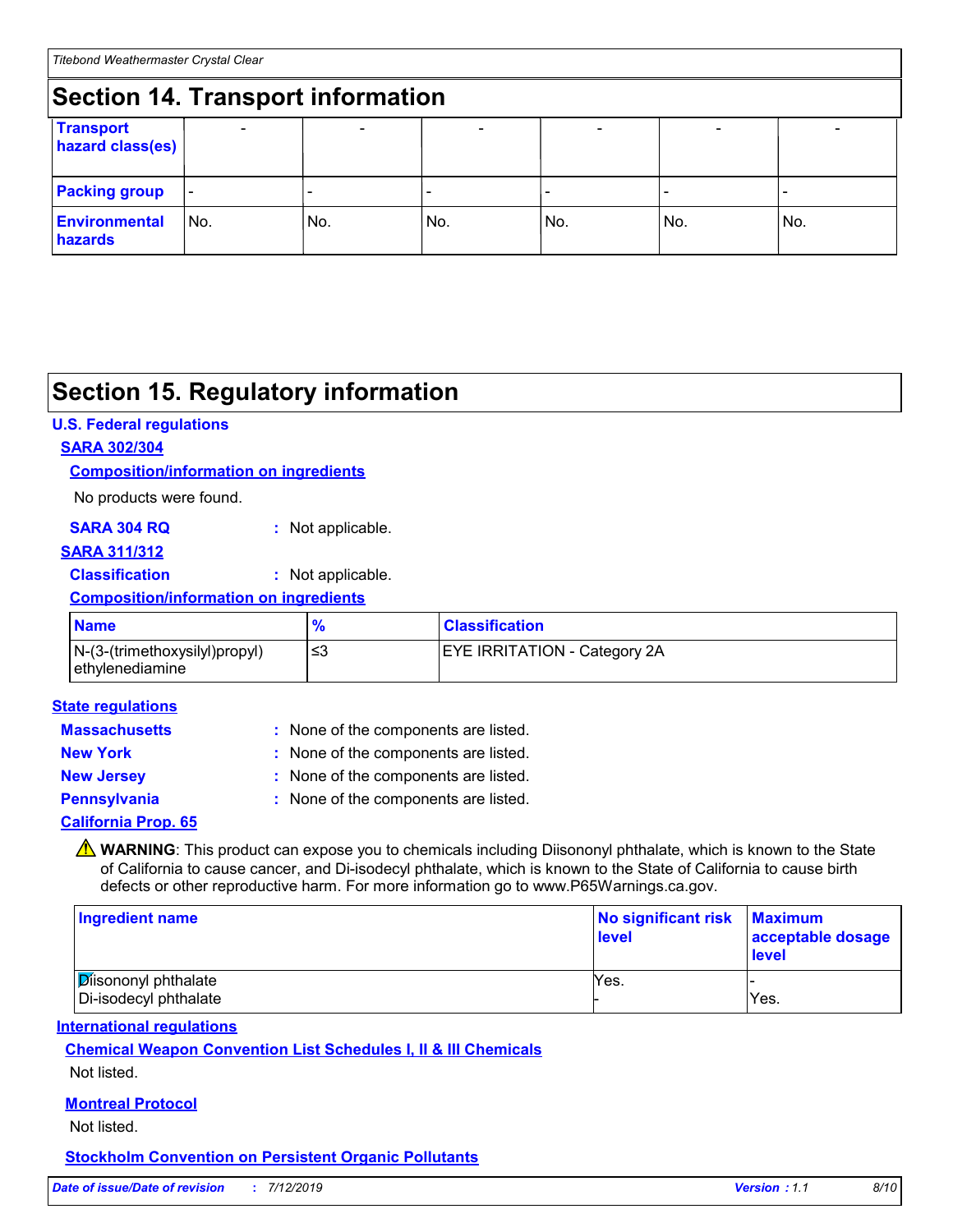## Section 14. Transport information

| Transport hazard class(es) | - | - | - | - | - | - |
|---|---|---|---|---|---|---|
| Packing group | - | - | - | - | - | - |
| Environmental hazards | No. | No. | No. | No. | No. | No. |

## Section 15. Regulatory information

**U.S. Federal regulations**

**SARA 302/304**

**Composition/information on ingredients**

No products were found.

**SARA 304 RQ** : Not applicable.

**SARA 311/312**

**Classification** : Not applicable.

**Composition/information on ingredients**

| Name | % | Classification |
|---|---|---|
| N-(3-(trimethoxysilyl)propyl) ethylenediamine | ≤3 | EYE IRRITATION - Category 2A |

**State regulations**

**Massachusetts** : None of the components are listed.

**New York** : None of the components are listed.

**New Jersey** : None of the components are listed.

**Pennsylvania** : None of the components are listed.

**California Prop. 65**

⚠ **WARNING**: This product can expose you to chemicals including Diisononyl phthalate, which is known to the State of California to cause cancer, and Di-isodecyl phthalate, which is known to the State of California to cause birth defects or other reproductive harm. For more information go to www.P65Warnings.ca.gov.

| Ingredient name | No significant risk level | Maximum acceptable dosage level |
|---|---|---|
| Diisononyl phthalate | Yes. | - |
| Di-isodecyl phthalate | - | Yes. |

**International regulations**

**Chemical Weapon Convention List Schedules I, II & III Chemicals**

Not listed.

**Montreal Protocol**

Not listed.

**Stockholm Convention on Persistent Organic Pollutants**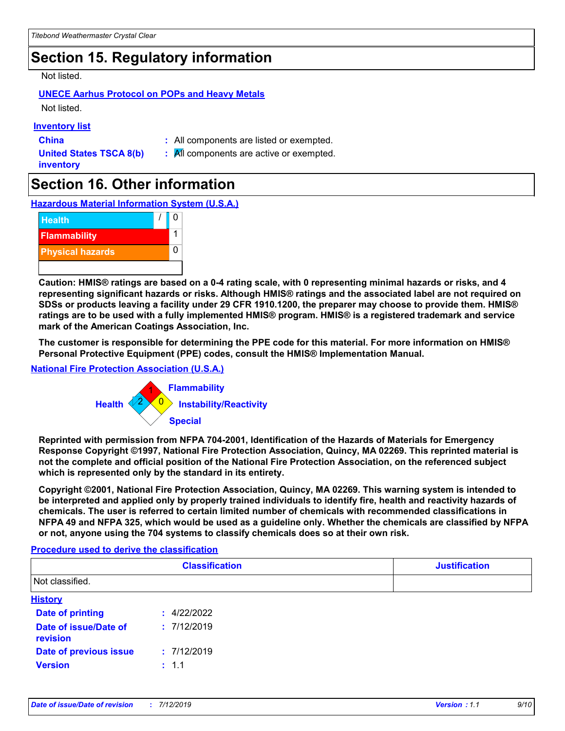## Section 15. Regulatory information

Not listed.

**UNECE Aarhus Protocol on POPs and Heavy Metals**

Not listed.

**Inventory list**

**China** : All components are listed or exempted.

**United States TSCA 8(b) inventory** : All components are active or exempted.

## Section 16. Other information

**Hazardous Material Information System (U.S.A.)**

| | | |
|---|---|---|
| Health | / | 0 |
| Flammability | | 1 |
| Physical hazards | | 0 |

**Caution: HMIS® ratings are based on a 0-4 rating scale, with 0 representing minimal hazards or risks, and 4 representing significant hazards or risks. Although HMIS® ratings and the associated label are not required on SDSs or products leaving a facility under 29 CFR 1910.1200, the preparer may choose to provide them. HMIS® ratings are to be used with a fully implemented HMIS® program. HMIS® is a registered trademark and service mark of the American Coatings Association, Inc.**

**The customer is responsible for determining the PPE code for this material. For more information on HMIS® Personal Protective Equipment (PPE) codes, consult the HMIS® Implementation Manual.**

**National Fire Protection Association (U.S.A.)**

Flammability: 1
Health: 2
Instability/Reactivity: 0
Special:

**Reprinted with permission from NFPA 704-2001, Identification of the Hazards of Materials for Emergency Response Copyright ©1997, National Fire Protection Association, Quincy, MA 02269. This reprinted material is not the complete and official position of the National Fire Protection Association, on the referenced subject which is represented only by the standard in its entirety.**

**Copyright ©2001, National Fire Protection Association, Quincy, MA 02269. This warning system is intended to be interpreted and applied only by properly trained individuals to identify fire, health and reactivity hazards of chemicals. The user is referred to certain limited number of chemicals with recommended classifications in NFPA 49 and NFPA 325, which would be used as a guideline only. Whether the chemicals are classified by NFPA or not, anyone using the 704 systems to classify chemicals does so at their own risk.**

**Procedure used to derive the classification**

| Classification | Justification |
|---|---|
| Not classified. | |

**History**

**Date of printing** : 4/22/2022

**Date of issue/Date of revision** : 7/12/2019

**Date of previous issue** : 7/12/2019

**Version** : 1.1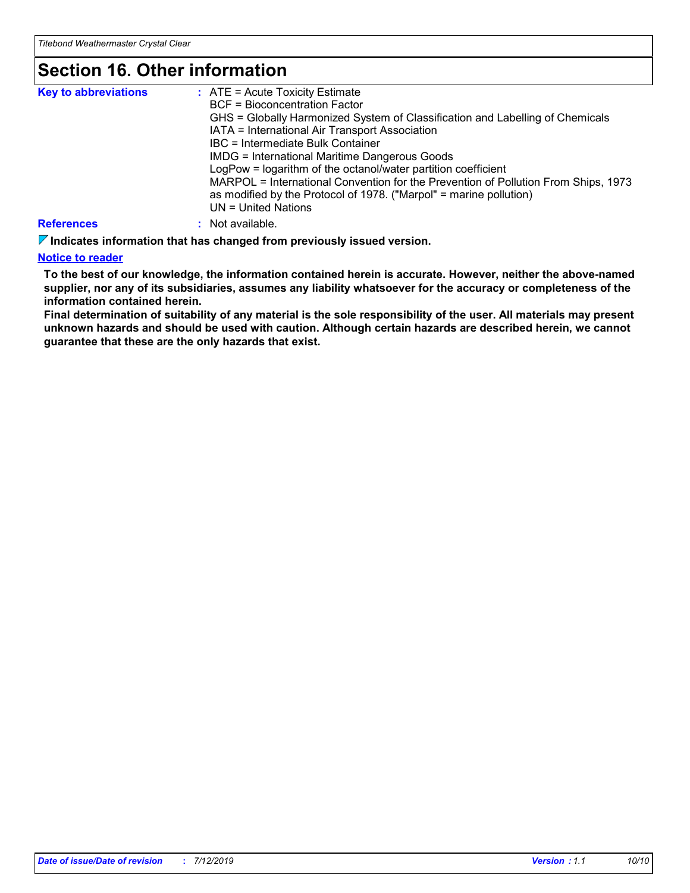## Section 16. Other information

**Key to abbreviations** : ATE = Acute Toxicity Estimate
BCF = Bioconcentration Factor
GHS = Globally Harmonized System of Classification and Labelling of Chemicals
IATA = International Air Transport Association
IBC = Intermediate Bulk Container
IMDG = International Maritime Dangerous Goods
LogPow = logarithm of the octanol/water partition coefficient
MARPOL = International Convention for the Prevention of Pollution From Ships, 1973 as modified by the Protocol of 1978. ("Marpol" = marine pollution)
UN = United Nations

**References** : Not available.

**Indicates information that has changed from previously issued version.**

**Notice to reader**

**To the best of our knowledge, the information contained herein is accurate. However, neither the above-named supplier, nor any of its subsidiaries, assumes any liability whatsoever for the accuracy or completeness of the information contained herein.**

**Final determination of suitability of any material is the sole responsibility of the user. All materials may present unknown hazards and should be used with caution. Although certain hazards are described herein, we cannot guarantee that these are the only hazards that exist.**